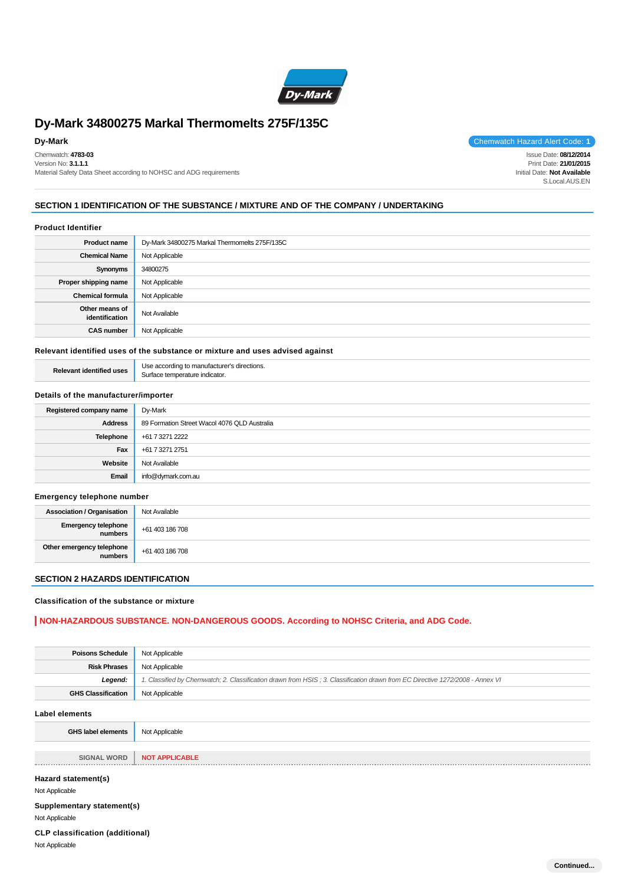# Dy-Mark 34800275 Markal Thermomelts 275F/135C

**Dy-Mark**

Chemwatch: **4783-03**
Version No: **3.1.1.1**
Material Safety Data Sheet according to NOHSC and ADG requirements

Chemwatch Hazard Alert Code: **1**

Issue Date: **08/12/2014**
Print Date: **21/01/2015**
Initial Date: **Not Available**
S.Local.AUS.EN

## SECTION 1 IDENTIFICATION OF THE SUBSTANCE / MIXTURE AND OF THE COMPANY / UNDERTAKING

### Product Identifier

| | |
|---|---|
| **Product name** | Dy-Mark 34800275 Markal Thermomelts 275F/135C |
| **Chemical Name** | Not Applicable |
| **Synonyms** | 34800275 |
| **Proper shipping name** | Not Applicable |
| **Chemical formula** | Not Applicable |
| **Other means of identification** | Not Available |
| **CAS number** | Not Applicable |

### Relevant identified uses of the substance or mixture and uses advised against

| | |
|---|---|
| **Relevant identified uses** | Use according to manufacturer's directions.<br>Surface temperature indicator. |

### Details of the manufacturer/importer

| | |
|---|---|
| **Registered company name** | Dy-Mark |
| **Address** | 89 Formation Street Wacol 4076 QLD Australia |
| **Telephone** | +61 7 3271 2222 |
| **Fax** | +61 7 3271 2751 |
| **Website** | Not Available |
| **Email** | info@dymark.com.au |

### Emergency telephone number

| | |
|---|---|
| **Association / Organisation** | Not Available |
| **Emergency telephone numbers** | +61 403 186 708 |
| **Other emergency telephone numbers** | +61 403 186 708 |

## SECTION 2 HAZARDS IDENTIFICATION

### Classification of the substance or mixture

**NON-HAZARDOUS SUBSTANCE. NON-DANGEROUS GOODS. According to NOHSC Criteria, and ADG Code.**

| | |
|---|---|
| **Poisons Schedule** | Not Applicable |
| **Risk Phrases** | Not Applicable |
| ***Legend:*** | *1. Classified by Chemwatch; 2. Classification drawn from HSIS ; 3. Classification drawn from EC Directive 1272/2008 - Annex VI* |
| **GHS Classification** | Not Applicable |

### Label elements

| | |
|---|---|
| **GHS label elements** | Not Applicable |
| **SIGNAL WORD** | **NOT APPLICABLE** |

### Hazard statement(s)

Not Applicable

### Supplementary statement(s)

Not Applicable

### CLP classification (additional)

Not Applicable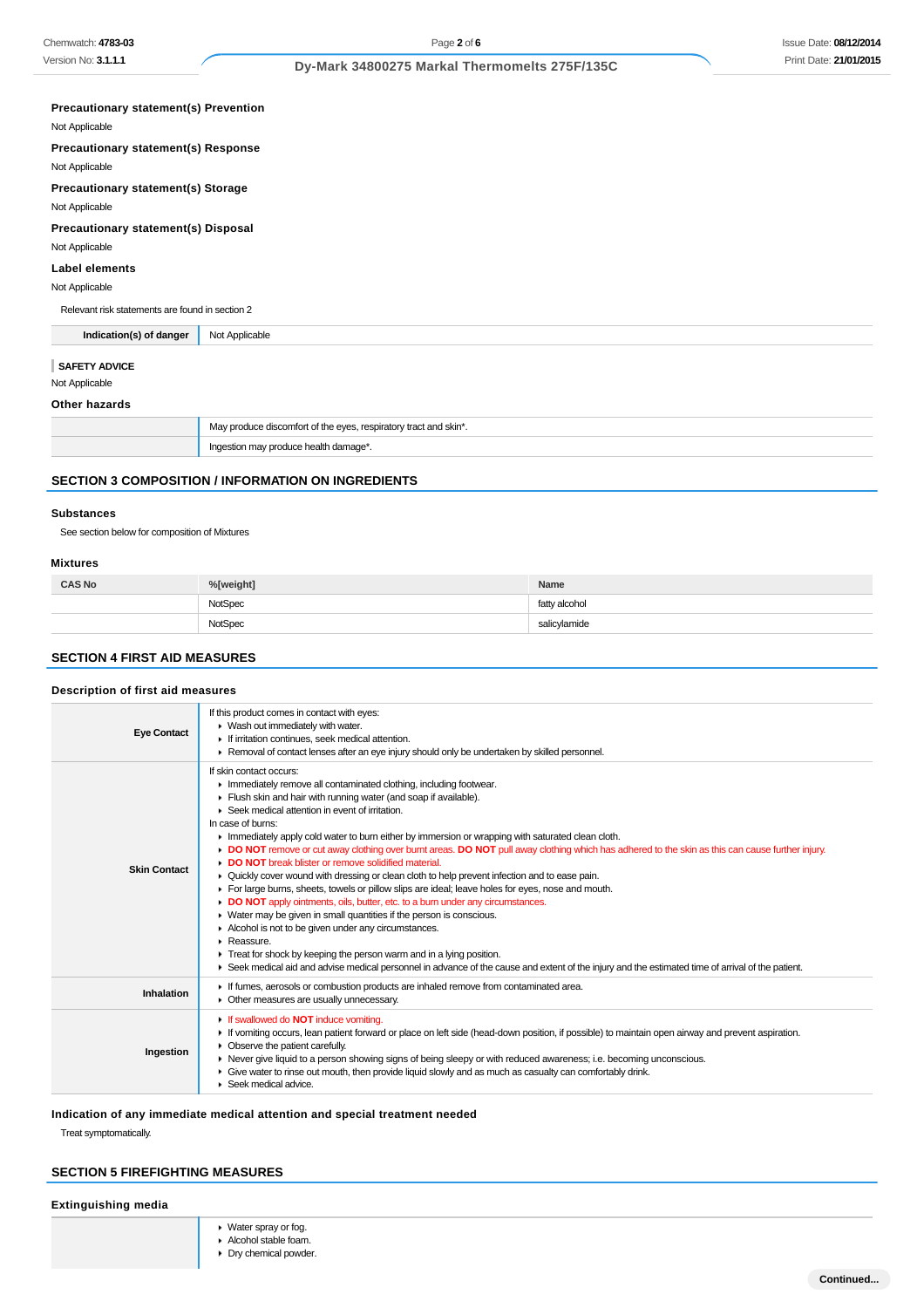### Precautionary statement(s) Prevention

Not Applicable

### Precautionary statement(s) Response

Not Applicable

### Precautionary statement(s) Storage

Not Applicable

### Precautionary statement(s) Disposal

Not Applicable

### Label elements

Not Applicable

Relevant risk statements are found in section 2

| Indication(s) of danger | Not Applicable |
|---|---|

**SAFETY ADVICE**

Not Applicable

### Other hazards

| | |
|---|---|
| | May produce discomfort of the eyes, respiratory tract and skin*. |
| | Ingestion may produce health damage*. |

## SECTION 3 COMPOSITION / INFORMATION ON INGREDIENTS

### Substances

See section below for composition of Mixtures

### Mixtures

| CAS No | %[weight] | Name |
|---|---|---|
| | NotSpec | fatty alcohol |
| | NotSpec | salicylamide |

## SECTION 4 FIRST AID MEASURES

### Description of first aid measures

| | |
|---|---|
| **Eye Contact** | If this product comes in contact with eyes:<br>▸ Wash out immediately with water.<br>▸ If irritation continues, seek medical attention.<br>▸ Removal of contact lenses after an eye injury should only be undertaken by skilled personnel. |
| **Skin Contact** | If skin contact occurs:<br>▸ Immediately remove all contaminated clothing, including footwear.<br>▸ Flush skin and hair with running water (and soap if available).<br>▸ Seek medical attention in event of irritation.<br>In case of burns:<br>▸ Immediately apply cold water to burn either by immersion or wrapping with saturated clean cloth.<br>▸ **DO NOT** remove or cut away clothing over burnt areas. **DO NOT** pull away clothing which has adhered to the skin as this can cause further injury.<br>▸ **DO NOT** break blister or remove solidified material.<br>▸ Quickly cover wound with dressing or clean cloth to help prevent infection and to ease pain.<br>▸ For large burns, sheets, towels or pillow slips are ideal; leave holes for eyes, nose and mouth.<br>▸ **DO NOT** apply ointments, oils, butter, etc. to a burn under any circumstances.<br>▸ Water may be given in small quantities if the person is conscious.<br>▸ Alcohol is not to be given under any circumstances.<br>▸ Reassure.<br>▸ Treat for shock by keeping the person warm and in a lying position.<br>▸ Seek medical aid and advise medical personnel in advance of the cause and extent of the injury and the estimated time of arrival of the patient. |
| **Inhalation** | ▸ If fumes, aerosols or combustion products are inhaled remove from contaminated area.<br>▸ Other measures are usually unnecessary. |
| **Ingestion** | ▸ If swallowed do **NOT** induce vomiting.<br>▸ If vomiting occurs, lean patient forward or place on left side (head-down position, if possible) to maintain open airway and prevent aspiration.<br>▸ Observe the patient carefully.<br>▸ Never give liquid to a person showing signs of being sleepy or with reduced awareness; i.e. becoming unconscious.<br>▸ Give water to rinse out mouth, then provide liquid slowly and as much as casualty can comfortably drink.<br>▸ Seek medical advice. |

### Indication of any immediate medical attention and special treatment needed

Treat symptomatically.

## SECTION 5 FIREFIGHTING MEASURES

### Extinguishing media

| | |
|---|---|
| | ▸ Water spray or fog.<br>▸ Alcohol stable foam.<br>▸ Dry chemical powder. |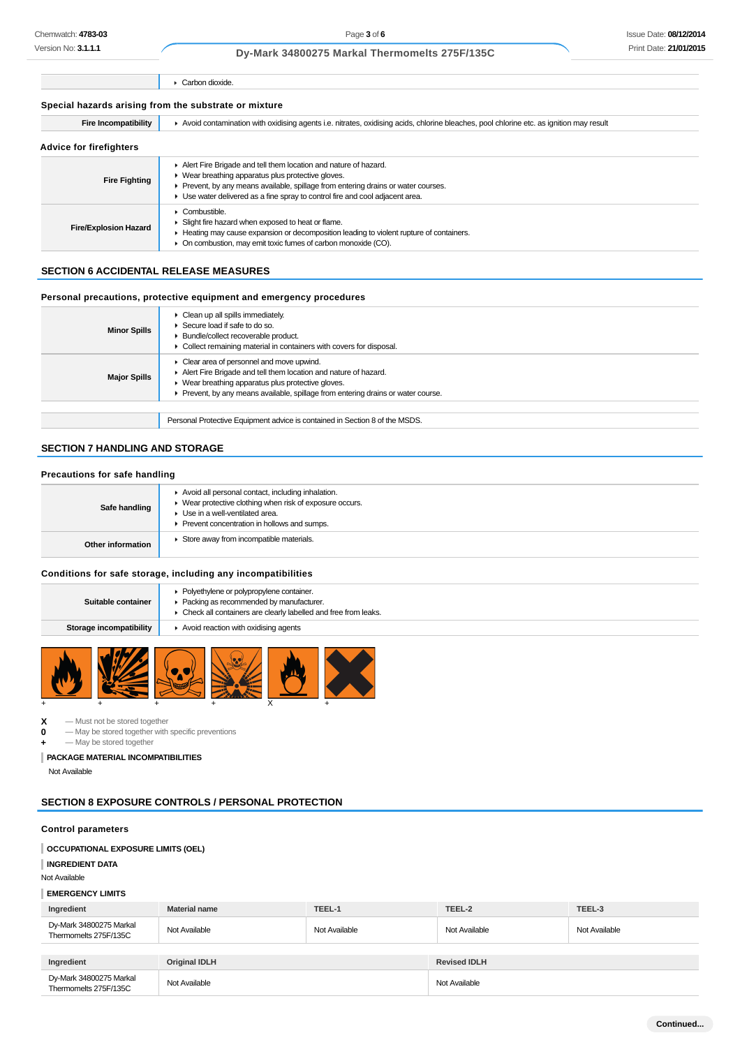| | |
|---|---|
| | ▸ Carbon dioxide. |

### Special hazards arising from the substrate or mixture

| | |
|---|---|
| **Fire Incompatibility** | ▸ Avoid contamination with oxidising agents i.e. nitrates, oxidising acids, chlorine bleaches, pool chlorine etc. as ignition may result |

### Advice for firefighters

| | |
|---|---|
| **Fire Fighting** | ▸ Alert Fire Brigade and tell them location and nature of hazard.<br>▸ Wear breathing apparatus plus protective gloves.<br>▸ Prevent, by any means available, spillage from entering drains or water courses.<br>▸ Use water delivered as a fine spray to control fire and cool adjacent area. |
| **Fire/Explosion Hazard** | ▸ Combustible.<br>▸ Slight fire hazard when exposed to heat or flame.<br>▸ Heating may cause expansion or decomposition leading to violent rupture of containers.<br>▸ On combustion, may emit toxic fumes of carbon monoxide (CO). |

## SECTION 6 ACCIDENTAL RELEASE MEASURES

### Personal precautions, protective equipment and emergency procedures

| | |
|---|---|
| **Minor Spills** | ▸ Clean up all spills immediately.<br>▸ Secure load if safe to do so.<br>▸ Bundle/collect recoverable product.<br>▸ Collect remaining material in containers with covers for disposal. |
| **Major Spills** | ▸ Clear area of personnel and move upwind.<br>▸ Alert Fire Brigade and tell them location and nature of hazard.<br>▸ Wear breathing apparatus plus protective gloves.<br>▸ Prevent, by any means available, spillage from entering drains or water course. |

| | |
|---|---|
| | Personal Protective Equipment advice is contained in Section 8 of the MSDS. |

## SECTION 7 HANDLING AND STORAGE

### Precautions for safe handling

| | |
|---|---|
| **Safe handling** | ▸ Avoid all personal contact, including inhalation.<br>▸ Wear protective clothing when risk of exposure occurs.<br>▸ Use in a well-ventilated area.<br>▸ Prevent concentration in hollows and sumps. |
| **Other information** | ▸ Store away from incompatible materials. |

### Conditions for safe storage, including any incompatibilities

| | |
|---|---|
| **Suitable container** | ▸ Polyethylene or polypropylene container.<br>▸ Packing as recommended by manufacturer.<br>▸ Check all containers are clearly labelled and free from leaks. |
| **Storage incompatibility** | ▸ Avoid reaction with oxidising agents |

| + | + | + | + | X | + |
|---|---|---|---|---|---|

**X** — Must not be stored together
**0** — May be stored together with specific preventions
**+** — May be stored together

**PACKAGE MATERIAL INCOMPATIBILITIES**

Not Available

## SECTION 8 EXPOSURE CONTROLS / PERSONAL PROTECTION

### Control parameters

**OCCUPATIONAL EXPOSURE LIMITS (OEL)**

**INGREDIENT DATA**

Not Available

**EMERGENCY LIMITS**

| Ingredient | Material name | TEEL-1 | TEEL-2 | TEEL-3 |
|---|---|---|---|---|
| Dy-Mark 34800275 Markal Thermomelts 275F/135C | Not Available | Not Available | Not Available | Not Available |

| Ingredient | Original IDLH | Revised IDLH |
|---|---|---|
| Dy-Mark 34800275 Markal Thermomelts 275F/135C | Not Available | Not Available |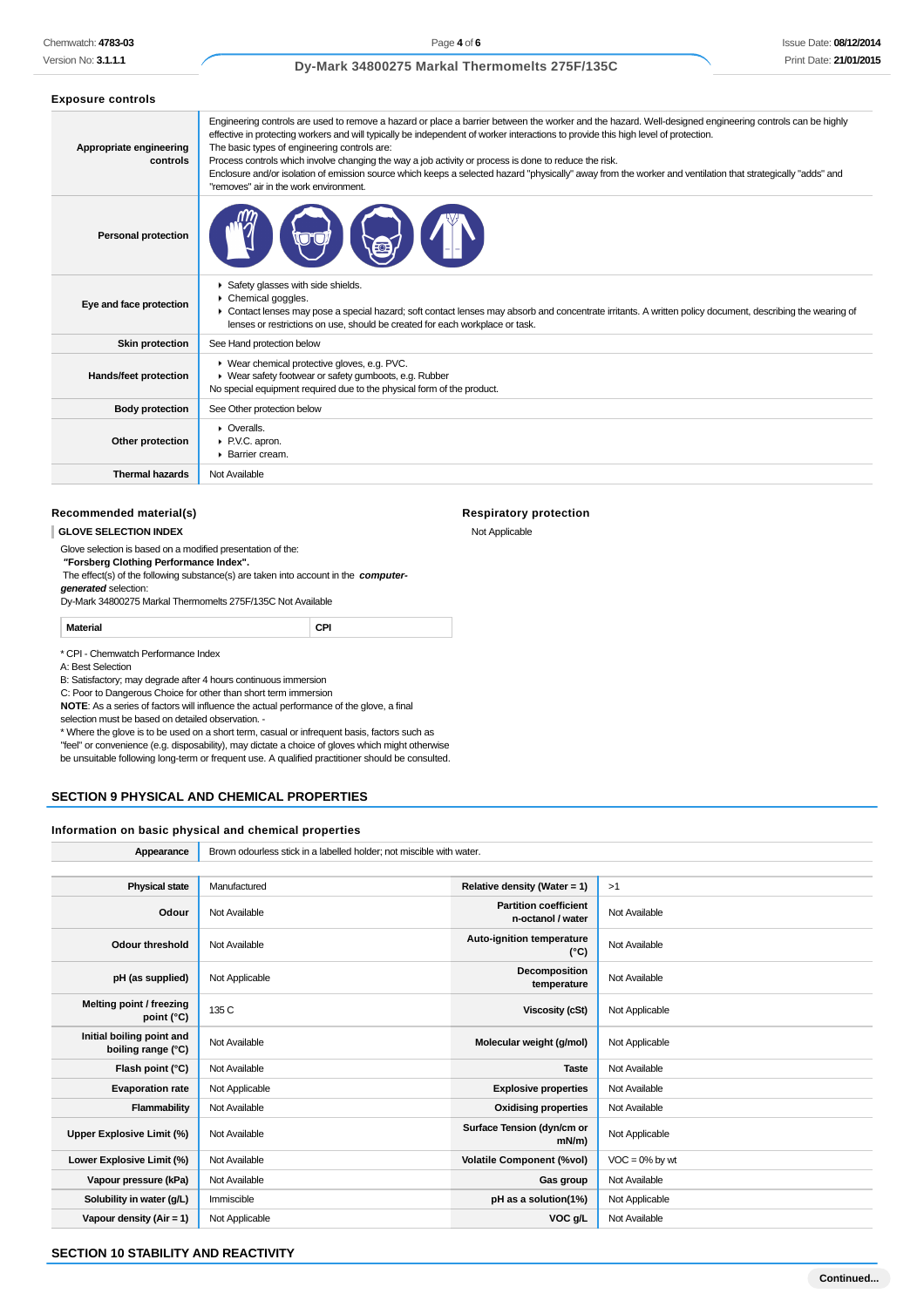### Exposure controls

| | |
|---|---|
| **Appropriate engineering controls** | Engineering controls are used to remove a hazard or place a barrier between the worker and the hazard. Well-designed engineering controls can be highly effective in protecting workers and will typically be independent of worker interactions to provide this high level of protection.<br>The basic types of engineering controls are:<br>Process controls which involve changing the way a job activity or process is done to reduce the risk.<br>Enclosure and/or isolation of emission source which keeps a selected hazard "physically" away from the worker and ventilation that strategically "adds" and "removes" air in the work environment. |
| **Personal protection** | |
| **Eye and face protection** | ▸ Safety glasses with side shields.<br>▸ Chemical goggles.<br>▸ Contact lenses may pose a special hazard; soft contact lenses may absorb and concentrate irritants. A written policy document, describing the wearing of lenses or restrictions on use, should be created for each workplace or task. |
| **Skin protection** | See Hand protection below |
| **Hands/feet protection** | ▸ Wear chemical protective gloves, e.g. PVC.<br>▸ Wear safety footwear or safety gumboots, e.g. Rubber<br>No special equipment required due to the physical form of the product. |
| **Body protection** | See Other protection below |
| **Other protection** | ▸ Overalls.<br>▸ P.V.C. apron.<br>▸ Barrier cream. |
| **Thermal hazards** | Not Available |

### Recommended material(s)

**GLOVE SELECTION INDEX**

Glove selection is based on a modified presentation of the:
**"Forsberg Clothing Performance Index".**
The effect(s) of the following substance(s) are taken into account in the ***computer-generated*** selection:
Dy-Mark 34800275 Markal Thermomelts 275F/135C Not Available

| Material | CPI |
|---|---|

\* CPI - Chemwatch Performance Index
A: Best Selection
B: Satisfactory; may degrade after 4 hours continuous immersion
C: Poor to Dangerous Choice for other than short term immersion
**NOTE**: As a series of factors will influence the actual performance of the glove, a final selection must be based on detailed observation. -
\* Where the glove is to be used on a short term, casual or infrequent basis, factors such as "feel" or convenience (e.g. disposability), may dictate a choice of gloves which might otherwise be unsuitable following long-term or frequent use. A qualified practitioner should be consulted.

### Respiratory protection

Not Applicable

## SECTION 9 PHYSICAL AND CHEMICAL PROPERTIES

### Information on basic physical and chemical properties

| | |
|---|---|
| **Appearance** | Brown odourless stick in a labelled holder; not miscible with water. |

| | | | |
|---|---|---|---|
| **Physical state** | Manufactured | **Relative density (Water = 1)** | >1 |
| **Odour** | Not Available | **Partition coefficient n-octanol / water** | Not Available |
| **Odour threshold** | Not Available | **Auto-ignition temperature (°C)** | Not Available |
| **pH (as supplied)** | Not Applicable | **Decomposition temperature** | Not Available |
| **Melting point / freezing point (°C)** | 135 C | **Viscosity (cSt)** | Not Applicable |
| **Initial boiling point and boiling range (°C)** | Not Available | **Molecular weight (g/mol)** | Not Applicable |
| **Flash point (°C)** | Not Available | **Taste** | Not Available |
| **Evaporation rate** | Not Applicable | **Explosive properties** | Not Available |
| **Flammability** | Not Available | **Oxidising properties** | Not Available |
| **Upper Explosive Limit (%)** | Not Available | **Surface Tension (dyn/cm or mN/m)** | Not Applicable |
| **Lower Explosive Limit (%)** | Not Available | **Volatile Component (%vol)** | VOC = 0% by wt |
| **Vapour pressure (kPa)** | Not Available | **Gas group** | Not Available |
| **Solubility in water (g/L)** | Immiscible | **pH as a solution(1%)** | Not Applicable |
| **Vapour density (Air = 1)** | Not Applicable | **VOC g/L** | Not Available |

## SECTION 10 STABILITY AND REACTIVITY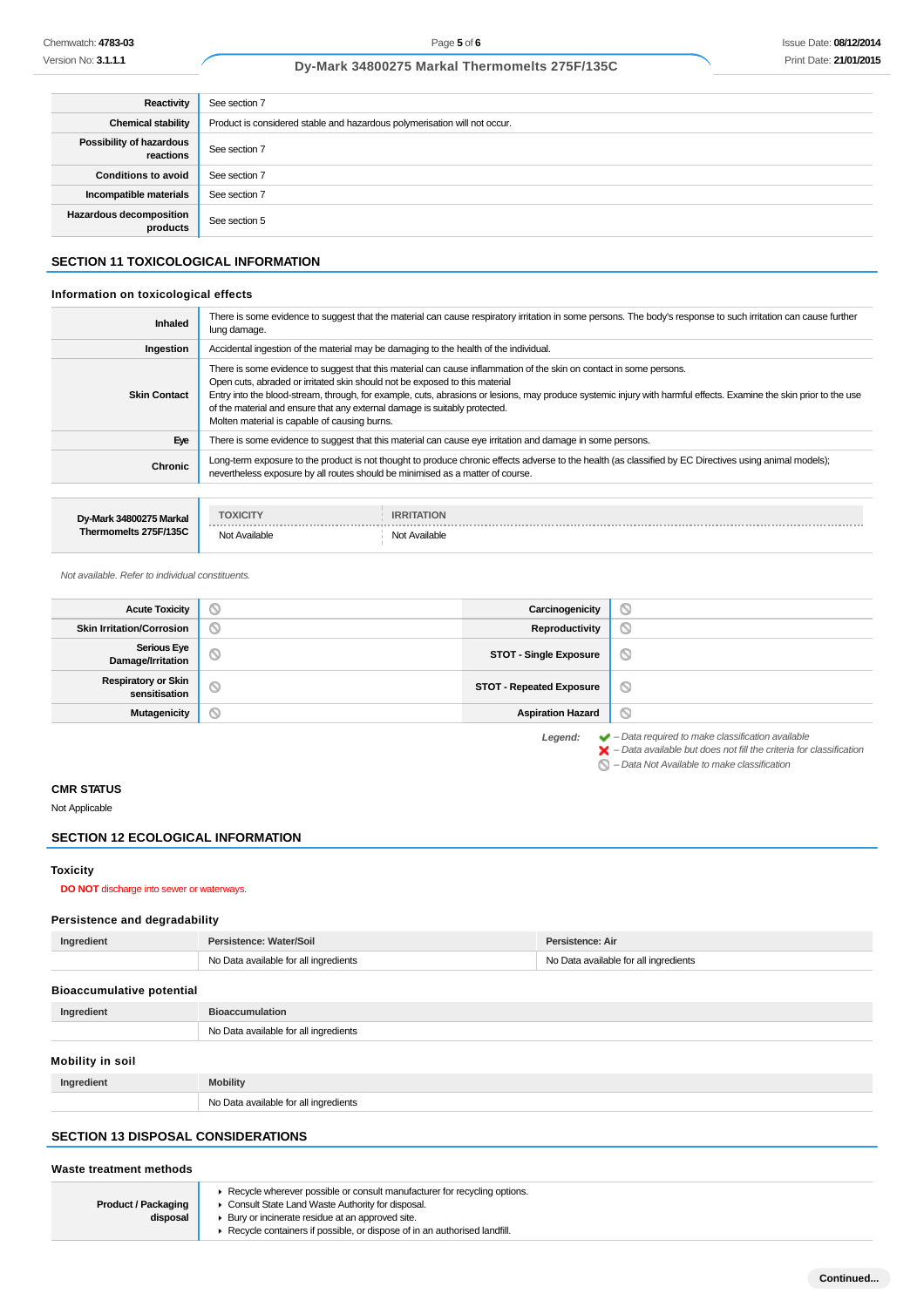| | |
|---|---|
| **Reactivity** | See section 7 |
| **Chemical stability** | Product is considered stable and hazardous polymerisation will not occur. |
| **Possibility of hazardous reactions** | See section 7 |
| **Conditions to avoid** | See section 7 |
| **Incompatible materials** | See section 7 |
| **Hazardous decomposition products** | See section 5 |

## SECTION 11 TOXICOLOGICAL INFORMATION

### Information on toxicological effects

| | |
|---|---|
| **Inhaled** | There is some evidence to suggest that the material can cause respiratory irritation in some persons. The body's response to such irritation can cause further lung damage. |
| **Ingestion** | Accidental ingestion of the material may be damaging to the health of the individual. |
| **Skin Contact** | There is some evidence to suggest that this material can cause inflammation of the skin on contact in some persons.<br>Open cuts, abraded or irritated skin should not be exposed to this material<br>Entry into the blood-stream, through, for example, cuts, abrasions or lesions, may produce systemic injury with harmful effects. Examine the skin prior to the use of the material and ensure that any external damage is suitably protected.<br>Molten material is capable of causing burns. |
| **Eye** | There is some evidence to suggest that this material can cause eye irritation and damage in some persons. |
| **Chronic** | Long-term exposure to the product is not thought to produce chronic effects adverse to the health (as classified by EC Directives using animal models); nevertheless exposure by all routes should be minimised as a matter of course. |

| | TOXICITY | IRRITATION |
|---|---|---|
| **Dy-Mark 34800275 Markal Thermomelts 275F/135C** | Not Available | Not Available |

*Not available. Refer to individual constituents.*

| | | | |
|---|---|---|---|
| **Acute Toxicity** | ⊘ | **Carcinogenicity** | ⊘ |
| **Skin Irritation/Corrosion** | ⊘ | **Reproductivity** | ⊘ |
| **Serious Eye Damage/Irritation** | ⊘ | **STOT - Single Exposure** | ⊘ |
| **Respiratory or Skin sensitisation** | ⊘ | **STOT - Repeated Exposure** | ⊘ |
| **Mutagenicity** | ⊘ | **Aspiration Hazard** | ⊘ |

*Legend:*
- ✔ *– Data required to make classification available*
- ✘ *– Data available but does not fill the criteria for classification*
- ⊘ *– Data Not Available to make classification*

### CMR STATUS

Not Applicable

## SECTION 12 ECOLOGICAL INFORMATION

### Toxicity

**DO NOT** discharge into sewer or waterways.

### Persistence and degradability

| Ingredient | Persistence: Water/Soil | Persistence: Air |
|---|---|---|
| | No Data available for all ingredients | No Data available for all ingredients |

### Bioaccumulative potential

| Ingredient | Bioaccumulation |
|---|---|
| | No Data available for all ingredients |

### Mobility in soil

| Ingredient | Mobility |
|---|---|
| | No Data available for all ingredients |

## SECTION 13 DISPOSAL CONSIDERATIONS

### Waste treatment methods

| | |
|---|---|
| **Product / Packaging disposal** | ▸ Recycle wherever possible or consult manufacturer for recycling options.<br>▸ Consult State Land Waste Authority for disposal.<br>▸ Bury or incinerate residue at an approved site.<br>▸ Recycle containers if possible, or dispose of in an authorised landfill. |

Continued...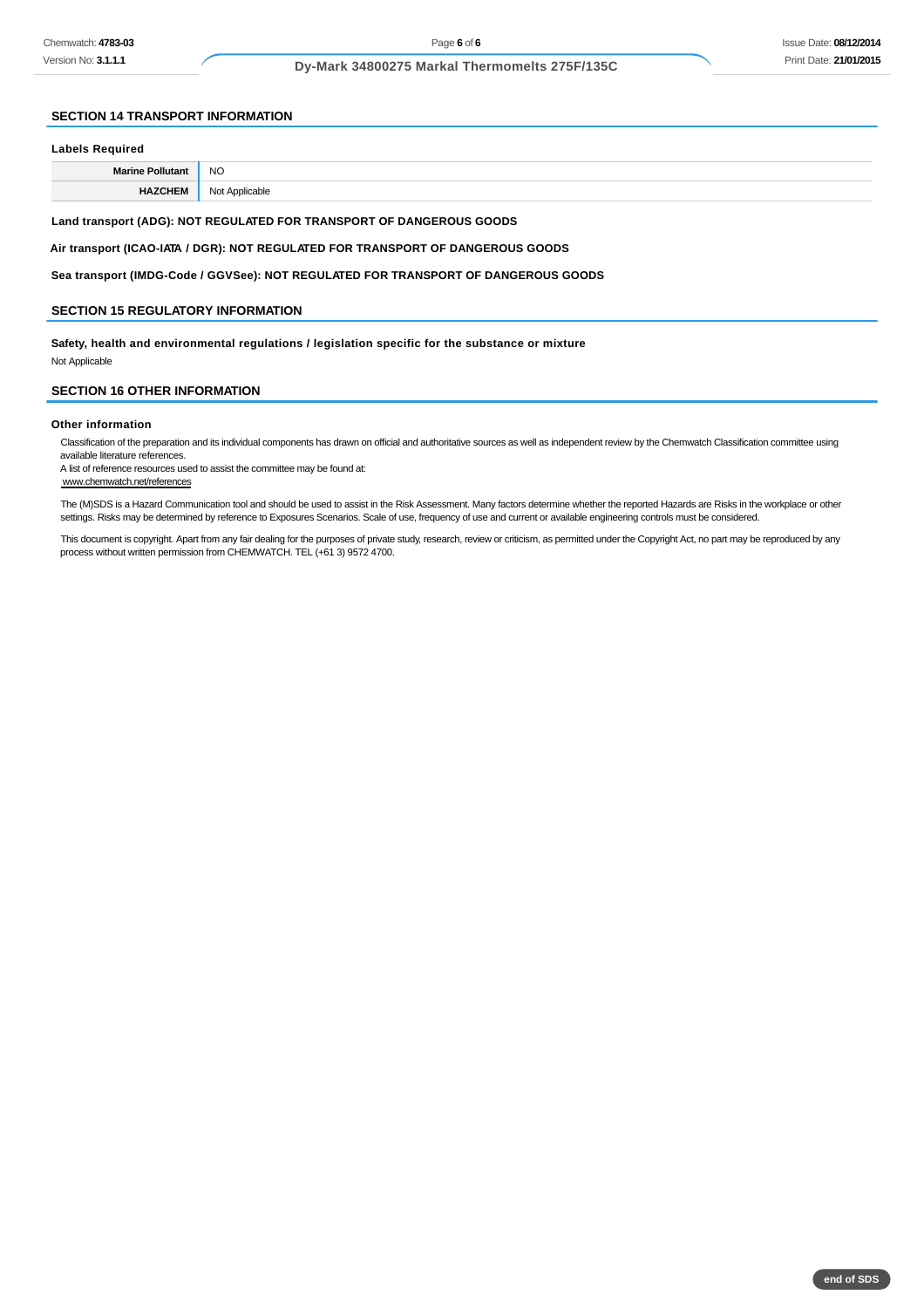## SECTION 14 TRANSPORT INFORMATION

### Labels Required

| | |
|---|---|
| **Marine Pollutant** | NO |
| **HAZCHEM** | Not Applicable |

**Land transport (ADG): NOT REGULATED FOR TRANSPORT OF DANGEROUS GOODS**

**Air transport (ICAO-IATA / DGR): NOT REGULATED FOR TRANSPORT OF DANGEROUS GOODS**

**Sea transport (IMDG-Code / GGVSee): NOT REGULATED FOR TRANSPORT OF DANGEROUS GOODS**

## SECTION 15 REGULATORY INFORMATION

### Safety, health and environmental regulations / legislation specific for the substance or mixture

Not Applicable

## SECTION 16 OTHER INFORMATION

### Other information

Classification of the preparation and its individual components has drawn on official and authoritative sources as well as independent review by the Chemwatch Classification committee using available literature references.
A list of reference resources used to assist the committee may be found at:
www.chemwatch.net/references

The (M)SDS is a Hazard Communication tool and should be used to assist in the Risk Assessment. Many factors determine whether the reported Hazards are Risks in the workplace or other settings. Risks may be determined by reference to Exposures Scenarios. Scale of use, frequency of use and current or available engineering controls must be considered.

This document is copyright. Apart from any fair dealing for the purposes of private study, research, review or criticism, as permitted under the Copyright Act, no part may be reproduced by any process without written permission from CHEMWATCH. TEL (+61 3) 9572 4700.

end of SDS